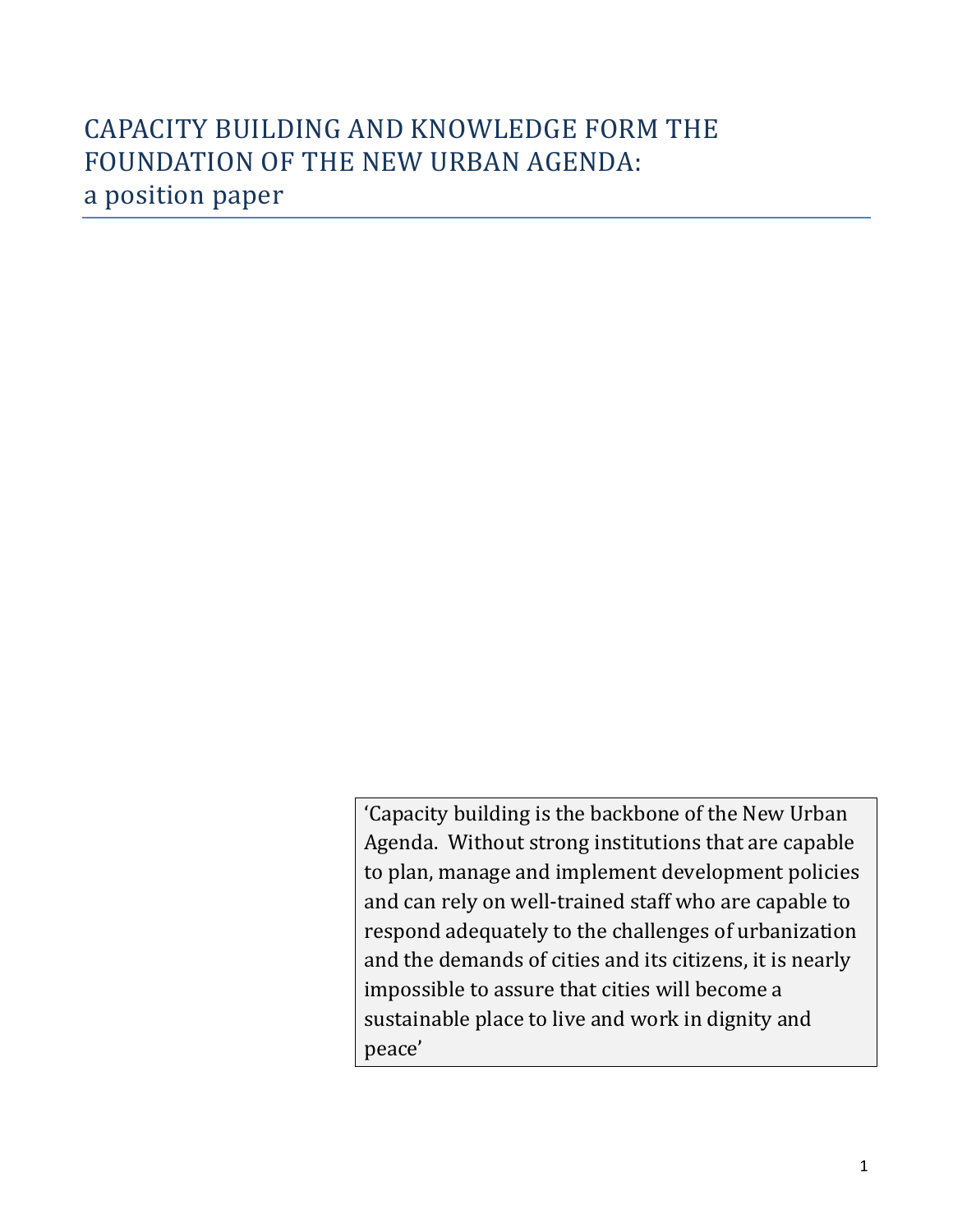# CAPACITY BUILDING AND KNOWLEDGE FORM THE FOUNDATION OF THE NEW URBAN AGENDA: a position paper

> ‘Capacity building is the backbone of the New Urban Agenda. Without strong institutions that are capable to plan, manage and implement development policies and can rely on well-trained staff who are capable to respond adequately to the challenges of urbanization and the demands of cities and its citizens, it is nearly impossible to assure that cities will become a sustainable place to live and work in dignity and peace’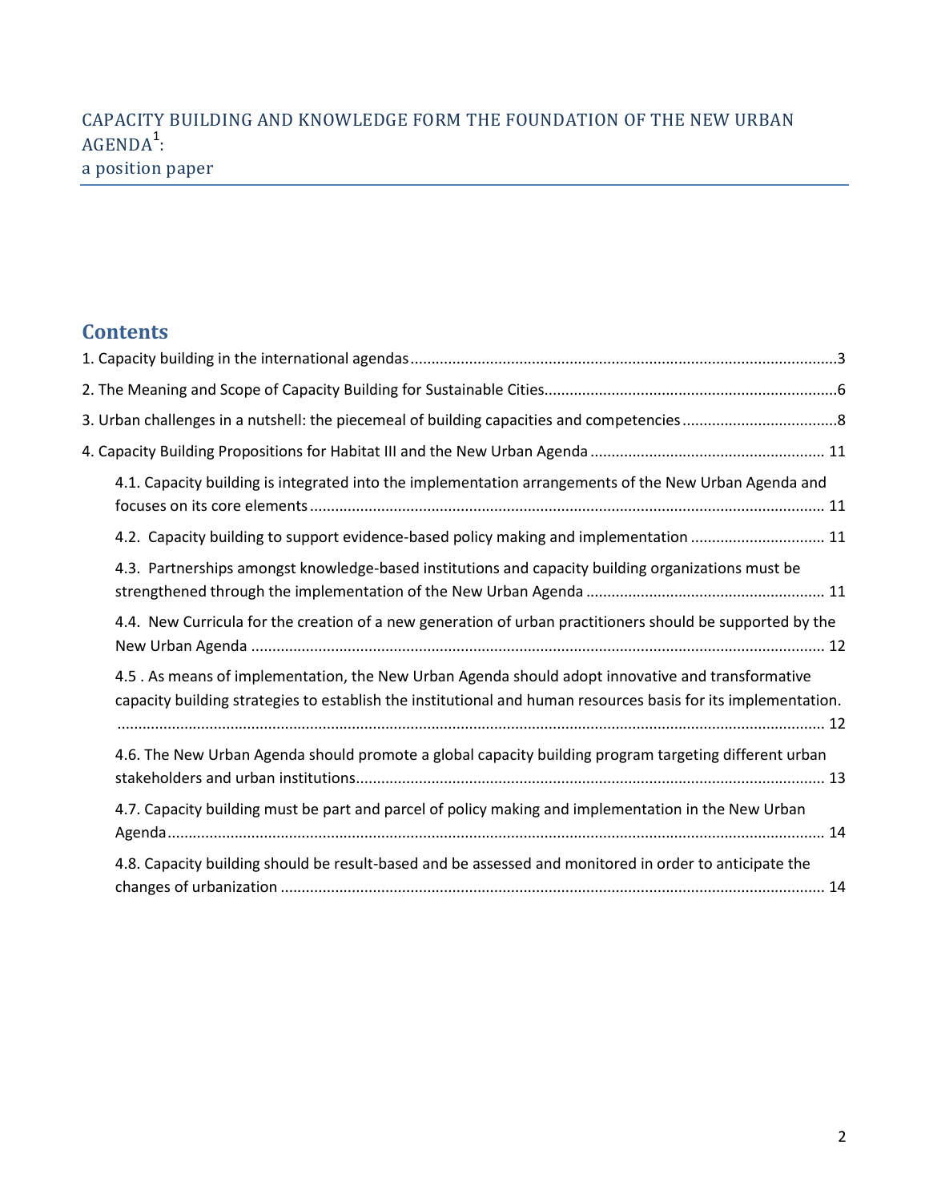# CAPACITY BUILDING AND KNOWLEDGE FORM THE FOUNDATION OF THE NEW URBAN AGENDA[1]:

a position paper

## Contents

1. Capacity building in the international agendas ..... 3

2. The Meaning and Scope of Capacity Building for Sustainable Cities ..... 6

3. Urban challenges in a nutshell: the piecemeal of building capacities and competencies ..... 8

4. Capacity Building Propositions for Habitat III and the New Urban Agenda ..... 11

  4.1. Capacity building is integrated into the implementation arrangements of the New Urban Agenda and focuses on its core elements ..... 11

  4.2. Capacity building to support evidence-based policy making and implementation ..... 11

  4.3. Partnerships amongst knowledge-based institutions and capacity building organizations must be strengthened through the implementation of the New Urban Agenda ..... 11

  4.4. New Curricula for the creation of a new generation of urban practitioners should be supported by the New Urban Agenda ..... 12

  4.5 . As means of implementation, the New Urban Agenda should adopt innovative and transformative capacity building strategies to establish the institutional and human resources basis for its implementation. ..... 12

  4.6. The New Urban Agenda should promote a global capacity building program targeting different urban stakeholders and urban institutions ..... 13

  4.7. Capacity building must be part and parcel of policy making and implementation in the New Urban Agenda ..... 14

  4.8. Capacity building should be result-based and be assessed and monitored in order to anticipate the changes of urbanization ..... 14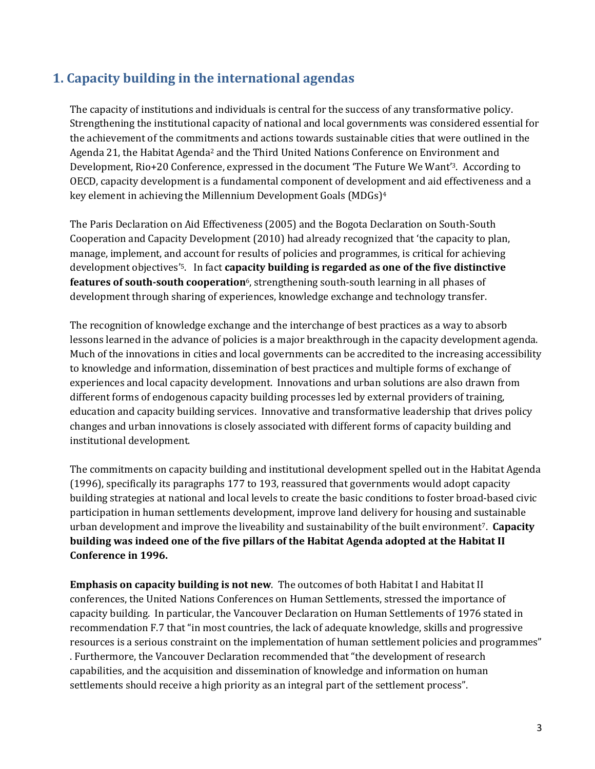## 1. Capacity building in the international agendas

The capacity of institutions and individuals is central for the success of any transformative policy. Strengthening the institutional capacity of national and local governments was considered essential for the achievement of the commitments and actions towards sustainable cities that were outlined in the Agenda 21, the Habitat Agenda[2] and the Third United Nations Conference on Environment and Development, Rio+20 Conference, expressed in the document 'The Future We Want'[3]. According to OECD, capacity development is a fundamental component of development and aid effectiveness and a key element in achieving the Millennium Development Goals (MDGs)[4]

The Paris Declaration on Aid Effectiveness (2005) and the Bogota Declaration on South-South Cooperation and Capacity Development (2010) had already recognized that 'the capacity to plan, manage, implement, and account for results of policies and programmes, is critical for achieving development objectives'[5]. In fact **capacity building is regarded as one of the five distinctive features of south-south cooperation**[6], strengthening south-south learning in all phases of development through sharing of experiences, knowledge exchange and technology transfer.

The recognition of knowledge exchange and the interchange of best practices as a way to absorb lessons learned in the advance of policies is a major breakthrough in the capacity development agenda. Much of the innovations in cities and local governments can be accredited to the increasing accessibility to knowledge and information, dissemination of best practices and multiple forms of exchange of experiences and local capacity development. Innovations and urban solutions are also drawn from different forms of endogenous capacity building processes led by external providers of training, education and capacity building services. Innovative and transformative leadership that drives policy changes and urban innovations is closely associated with different forms of capacity building and institutional development.

The commitments on capacity building and institutional development spelled out in the Habitat Agenda (1996), specifically its paragraphs 177 to 193, reassured that governments would adopt capacity building strategies at national and local levels to create the basic conditions to foster broad-based civic participation in human settlements development, improve land delivery for housing and sustainable urban development and improve the liveability and sustainability of the built environment[7]. **Capacity building was indeed one of the five pillars of the Habitat Agenda adopted at the Habitat II Conference in 1996.**

**Emphasis on capacity building is not new**. The outcomes of both Habitat I and Habitat II conferences, the United Nations Conferences on Human Settlements, stressed the importance of capacity building. In particular, the Vancouver Declaration on Human Settlements of 1976 stated in recommendation F.7 that "in most countries, the lack of adequate knowledge, skills and progressive resources is a serious constraint on the implementation of human settlement policies and programmes" . Furthermore, the Vancouver Declaration recommended that "the development of research capabilities, and the acquisition and dissemination of knowledge and information on human settlements should receive a high priority as an integral part of the settlement process".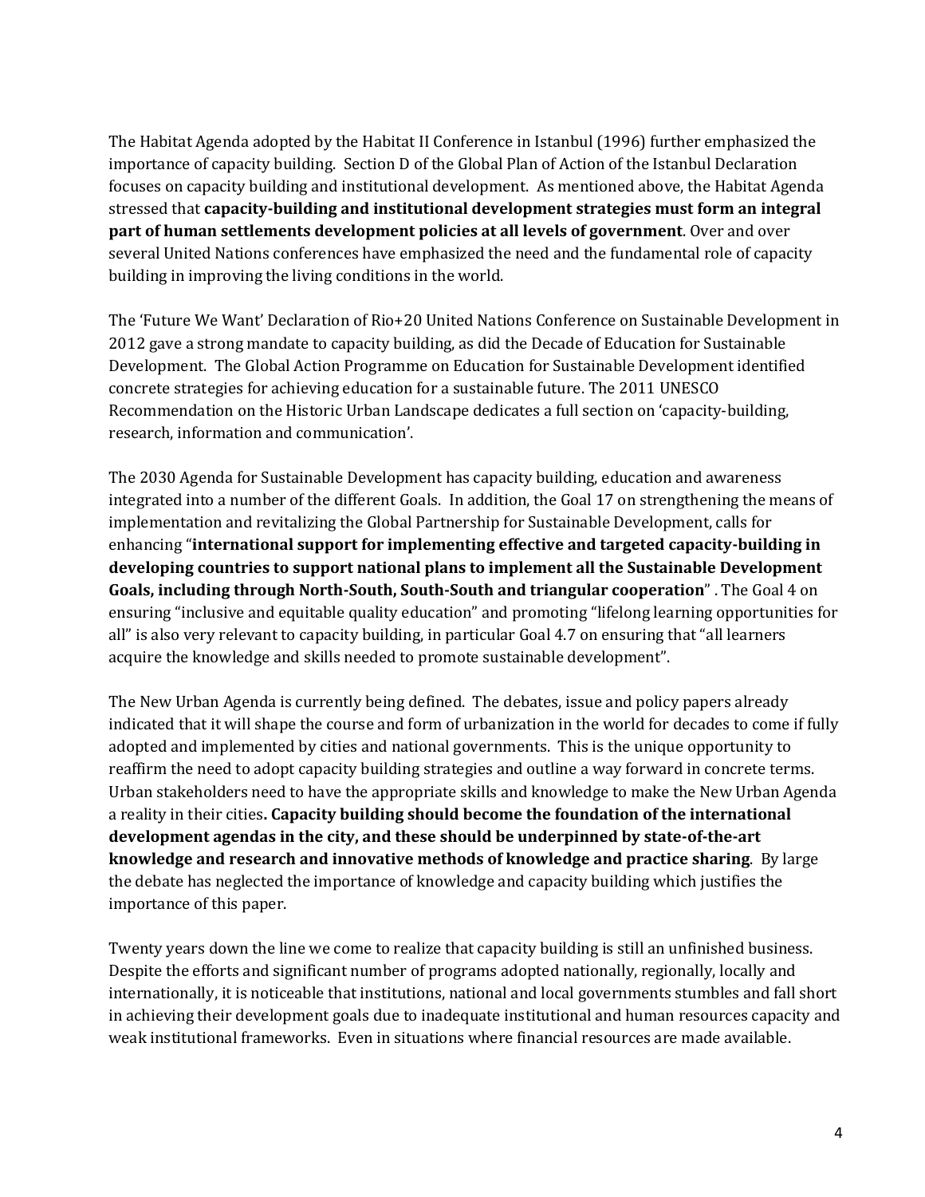The Habitat Agenda adopted by the Habitat II Conference in Istanbul (1996) further emphasized the importance of capacity building. Section D of the Global Plan of Action of the Istanbul Declaration focuses on capacity building and institutional development. As mentioned above, the Habitat Agenda stressed that **capacity-building and institutional development strategies must form an integral part of human settlements development policies at all levels of government**. Over and over several United Nations conferences have emphasized the need and the fundamental role of capacity building in improving the living conditions in the world.

The 'Future We Want' Declaration of Rio+20 United Nations Conference on Sustainable Development in 2012 gave a strong mandate to capacity building, as did the Decade of Education for Sustainable Development. The Global Action Programme on Education for Sustainable Development identified concrete strategies for achieving education for a sustainable future. The 2011 UNESCO Recommendation on the Historic Urban Landscape dedicates a full section on 'capacity-building, research, information and communication'.

The 2030 Agenda for Sustainable Development has capacity building, education and awareness integrated into a number of the different Goals. In addition, the Goal 17 on strengthening the means of implementation and revitalizing the Global Partnership for Sustainable Development, calls for enhancing "**international support for implementing effective and targeted capacity-building in developing countries to support national plans to implement all the Sustainable Development Goals, including through North-South, South-South and triangular cooperation**" . The Goal 4 on ensuring "inclusive and equitable quality education" and promoting "lifelong learning opportunities for all" is also very relevant to capacity building, in particular Goal 4.7 on ensuring that "all learners acquire the knowledge and skills needed to promote sustainable development".

The New Urban Agenda is currently being defined. The debates, issue and policy papers already indicated that it will shape the course and form of urbanization in the world for decades to come if fully adopted and implemented by cities and national governments. This is the unique opportunity to reaffirm the need to adopt capacity building strategies and outline a way forward in concrete terms. Urban stakeholders need to have the appropriate skills and knowledge to make the New Urban Agenda a reality in their cities**. Capacity building should become the foundation of the international development agendas in the city, and these should be underpinned by state-of-the-art knowledge and research and innovative methods of knowledge and practice sharing**. By large the debate has neglected the importance of knowledge and capacity building which justifies the importance of this paper.

Twenty years down the line we come to realize that capacity building is still an unfinished business. Despite the efforts and significant number of programs adopted nationally, regionally, locally and internationally, it is noticeable that institutions, national and local governments stumbles and fall short in achieving their development goals due to inadequate institutional and human resources capacity and weak institutional frameworks. Even in situations where financial resources are made available.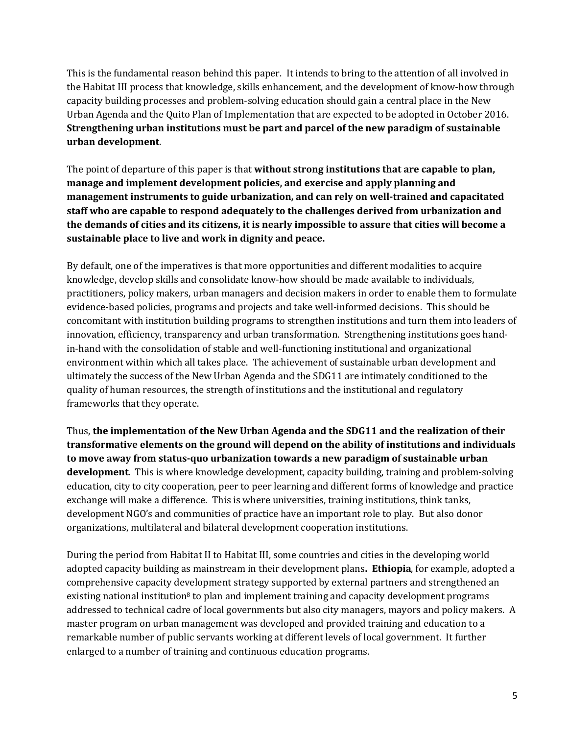This is the fundamental reason behind this paper. It intends to bring to the attention of all involved in the Habitat III process that knowledge, skills enhancement, and the development of know-how through capacity building processes and problem-solving education should gain a central place in the New Urban Agenda and the Quito Plan of Implementation that are expected to be adopted in October 2016. **Strengthening urban institutions must be part and parcel of the new paradigm of sustainable urban development**.

The point of departure of this paper is that **without strong institutions that are capable to plan, manage and implement development policies, and exercise and apply planning and management instruments to guide urbanization, and can rely on well-trained and capacitated staff who are capable to respond adequately to the challenges derived from urbanization and the demands of cities and its citizens, it is nearly impossible to assure that cities will become a sustainable place to live and work in dignity and peace.**

By default, one of the imperatives is that more opportunities and different modalities to acquire knowledge, develop skills and consolidate know-how should be made available to individuals, practitioners, policy makers, urban managers and decision makers in order to enable them to formulate evidence-based policies, programs and projects and take well-informed decisions. This should be concomitant with institution building programs to strengthen institutions and turn them into leaders of innovation, efficiency, transparency and urban transformation. Strengthening institutions goes hand-in-hand with the consolidation of stable and well-functioning institutional and organizational environment within which all takes place. The achievement of sustainable urban development and ultimately the success of the New Urban Agenda and the SDG11 are intimately conditioned to the quality of human resources, the strength of institutions and the institutional and regulatory frameworks that they operate.

Thus, **the implementation of the New Urban Agenda and the SDG11 and the realization of their transformative elements on the ground will depend on the ability of institutions and individuals to move away from status-quo urbanization towards a new paradigm of sustainable urban development**. This is where knowledge development, capacity building, training and problem-solving education, city to city cooperation, peer to peer learning and different forms of knowledge and practice exchange will make a difference. This is where universities, training institutions, think tanks, development NGO's and communities of practice have an important role to play. But also donor organizations, multilateral and bilateral development cooperation institutions.

During the period from Habitat II to Habitat III, some countries and cities in the developing world adopted capacity building as mainstream in their development plans**. Ethiopia**, for example, adopted a comprehensive capacity development strategy supported by external partners and strengthened an existing national institution[8] to plan and implement training and capacity development programs addressed to technical cadre of local governments but also city managers, mayors and policy makers. A master program on urban management was developed and provided training and education to a remarkable number of public servants working at different levels of local government. It further enlarged to a number of training and continuous education programs.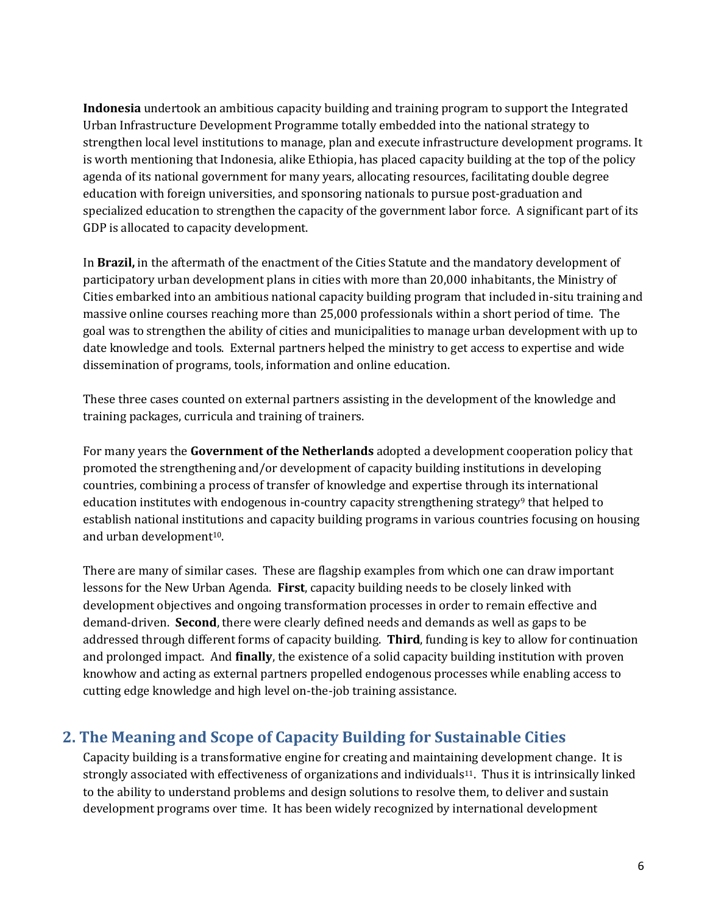**Indonesia** undertook an ambitious capacity building and training program to support the Integrated Urban Infrastructure Development Programme totally embedded into the national strategy to strengthen local level institutions to manage, plan and execute infrastructure development programs. It is worth mentioning that Indonesia, alike Ethiopia, has placed capacity building at the top of the policy agenda of its national government for many years, allocating resources, facilitating double degree education with foreign universities, and sponsoring nationals to pursue post-graduation and specialized education to strengthen the capacity of the government labor force. A significant part of its GDP is allocated to capacity development.

In **Brazil,** in the aftermath of the enactment of the Cities Statute and the mandatory development of participatory urban development plans in cities with more than 20,000 inhabitants, the Ministry of Cities embarked into an ambitious national capacity building program that included in-situ training and massive online courses reaching more than 25,000 professionals within a short period of time. The goal was to strengthen the ability of cities and municipalities to manage urban development with up to date knowledge and tools. External partners helped the ministry to get access to expertise and wide dissemination of programs, tools, information and online education.

These three cases counted on external partners assisting in the development of the knowledge and training packages, curricula and training of trainers.

For many years the **Government of the Netherlands** adopted a development cooperation policy that promoted the strengthening and/or development of capacity building institutions in developing countries, combining a process of transfer of knowledge and expertise through its international education institutes with endogenous in-country capacity strengthening strategy[9] that helped to establish national institutions and capacity building programs in various countries focusing on housing and urban development[10].

There are many of similar cases. These are flagship examples from which one can draw important lessons for the New Urban Agenda. **First**, capacity building needs to be closely linked with development objectives and ongoing transformation processes in order to remain effective and demand-driven. **Second**, there were clearly defined needs and demands as well as gaps to be addressed through different forms of capacity building. **Third**, funding is key to allow for continuation and prolonged impact. And **finally**, the existence of a solid capacity building institution with proven knowhow and acting as external partners propelled endogenous processes while enabling access to cutting edge knowledge and high level on-the-job training assistance.

## 2. The Meaning and Scope of Capacity Building for Sustainable Cities

Capacity building is a transformative engine for creating and maintaining development change. It is strongly associated with effectiveness of organizations and individuals[11]. Thus it is intrinsically linked to the ability to understand problems and design solutions to resolve them, to deliver and sustain development programs over time. It has been widely recognized by international development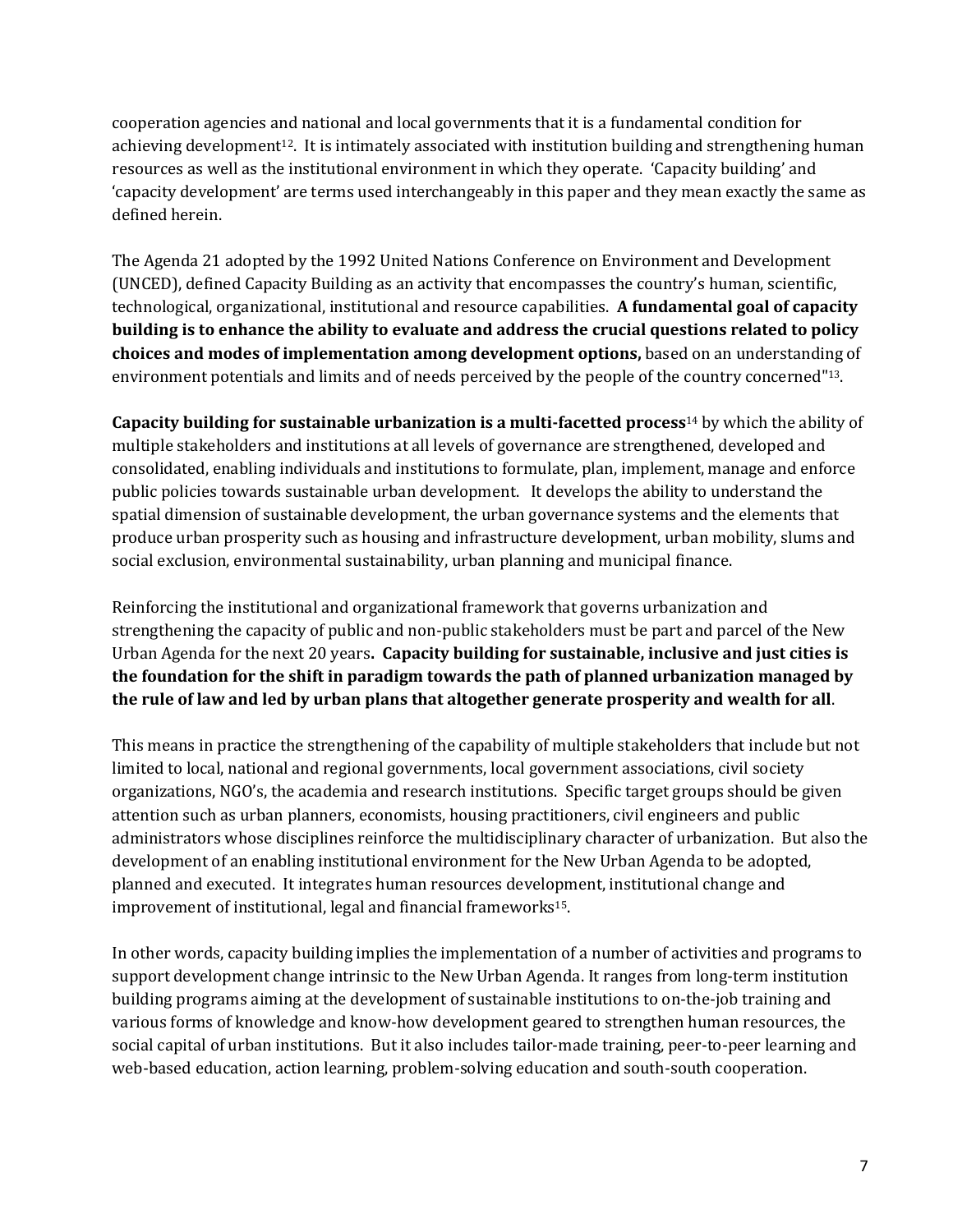cooperation agencies and national and local governments that it is a fundamental condition for achieving development[12]. It is intimately associated with institution building and strengthening human resources as well as the institutional environment in which they operate. 'Capacity building' and 'capacity development' are terms used interchangeably in this paper and they mean exactly the same as defined herein.

The Agenda 21 adopted by the 1992 United Nations Conference on Environment and Development (UNCED), defined Capacity Building as an activity that encompasses the country's human, scientific, technological, organizational, institutional and resource capabilities. **A fundamental goal of capacity building is to enhance the ability to evaluate and address the crucial questions related to policy choices and modes of implementation among development options,** based on an understanding of environment potentials and limits and of needs perceived by the people of the country concerned"[13].

**Capacity building for sustainable urbanization is a multi-facetted process**[14] by which the ability of multiple stakeholders and institutions at all levels of governance are strengthened, developed and consolidated, enabling individuals and institutions to formulate, plan, implement, manage and enforce public policies towards sustainable urban development. It develops the ability to understand the spatial dimension of sustainable development, the urban governance systems and the elements that produce urban prosperity such as housing and infrastructure development, urban mobility, slums and social exclusion, environmental sustainability, urban planning and municipal finance.

Reinforcing the institutional and organizational framework that governs urbanization and strengthening the capacity of public and non-public stakeholders must be part and parcel of the New Urban Agenda for the next 20 years**. Capacity building for sustainable, inclusive and just cities is the foundation for the shift in paradigm towards the path of planned urbanization managed by the rule of law and led by urban plans that altogether generate prosperity and wealth for all**.

This means in practice the strengthening of the capability of multiple stakeholders that include but not limited to local, national and regional governments, local government associations, civil society organizations, NGO's, the academia and research institutions. Specific target groups should be given attention such as urban planners, economists, housing practitioners, civil engineers and public administrators whose disciplines reinforce the multidisciplinary character of urbanization. But also the development of an enabling institutional environment for the New Urban Agenda to be adopted, planned and executed. It integrates human resources development, institutional change and improvement of institutional, legal and financial frameworks[15].

In other words, capacity building implies the implementation of a number of activities and programs to support development change intrinsic to the New Urban Agenda. It ranges from long-term institution building programs aiming at the development of sustainable institutions to on-the-job training and various forms of knowledge and know-how development geared to strengthen human resources, the social capital of urban institutions. But it also includes tailor-made training, peer-to-peer learning and web-based education, action learning, problem-solving education and south-south cooperation.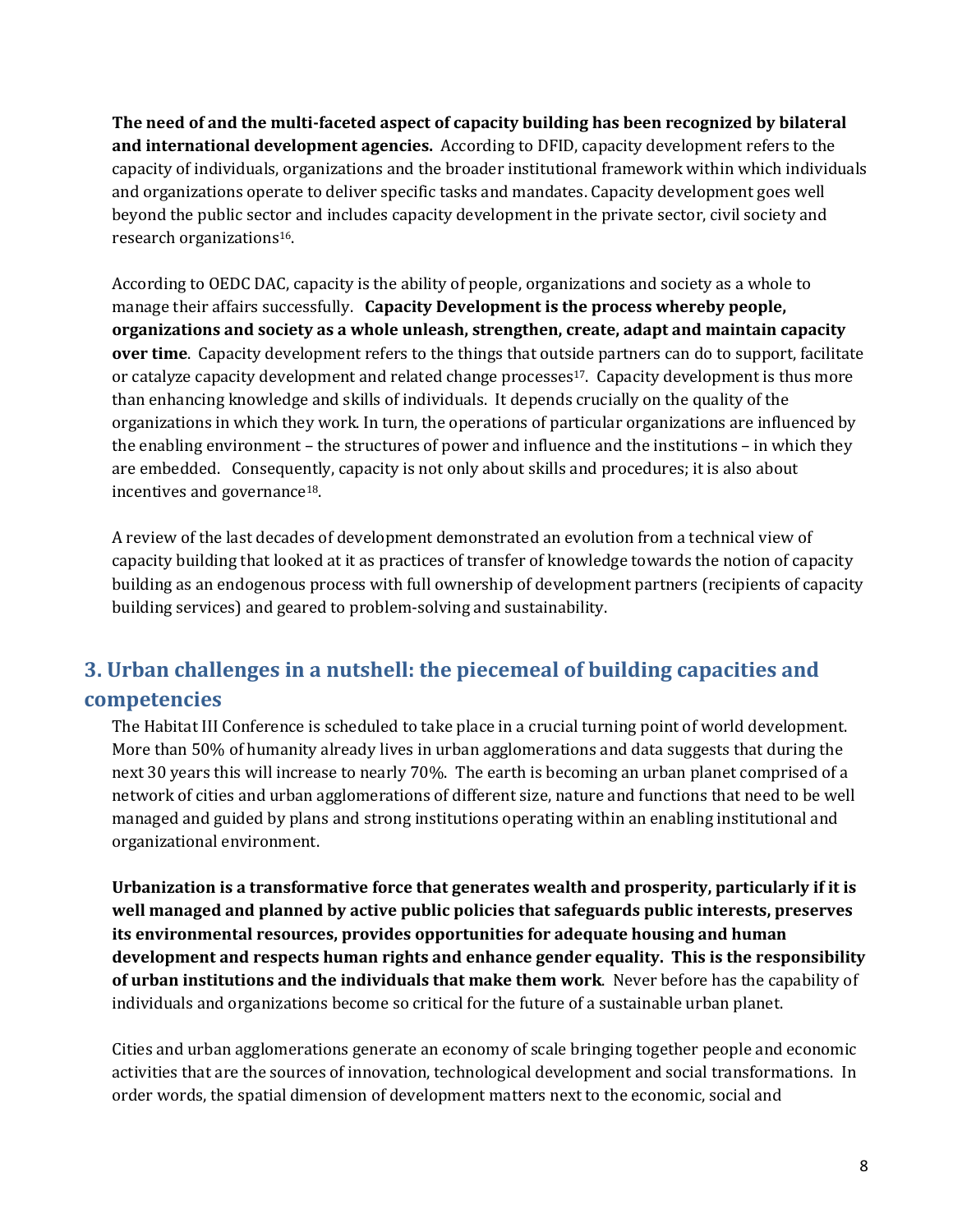**The need of and the multi-faceted aspect of capacity building has been recognized by bilateral and international development agencies.** According to DFID, capacity development refers to the capacity of individuals, organizations and the broader institutional framework within which individuals and organizations operate to deliver specific tasks and mandates. Capacity development goes well beyond the public sector and includes capacity development in the private sector, civil society and research organizations[16].

According to OEDC DAC, capacity is the ability of people, organizations and society as a whole to manage their affairs successfully. **Capacity Development is the process whereby people, organizations and society as a whole unleash, strengthen, create, adapt and maintain capacity over time**. Capacity development refers to the things that outside partners can do to support, facilitate or catalyze capacity development and related change processes[17]. Capacity development is thus more than enhancing knowledge and skills of individuals. It depends crucially on the quality of the organizations in which they work. In turn, the operations of particular organizations are influenced by the enabling environment – the structures of power and influence and the institutions – in which they are embedded. Consequently, capacity is not only about skills and procedures; it is also about incentives and governance[18].

A review of the last decades of development demonstrated an evolution from a technical view of capacity building that looked at it as practices of transfer of knowledge towards the notion of capacity building as an endogenous process with full ownership of development partners (recipients of capacity building services) and geared to problem-solving and sustainability.

## 3. Urban challenges in a nutshell: the piecemeal of building capacities and competencies

The Habitat III Conference is scheduled to take place in a crucial turning point of world development. More than 50% of humanity already lives in urban agglomerations and data suggests that during the next 30 years this will increase to nearly 70%. The earth is becoming an urban planet comprised of a network of cities and urban agglomerations of different size, nature and functions that need to be well managed and guided by plans and strong institutions operating within an enabling institutional and organizational environment.

**Urbanization is a transformative force that generates wealth and prosperity, particularly if it is well managed and planned by active public policies that safeguards public interests, preserves its environmental resources, provides opportunities for adequate housing and human development and respects human rights and enhance gender equality. This is the responsibility of urban institutions and the individuals that make them work**. Never before has the capability of individuals and organizations become so critical for the future of a sustainable urban planet.

Cities and urban agglomerations generate an economy of scale bringing together people and economic activities that are the sources of innovation, technological development and social transformations. In order words, the spatial dimension of development matters next to the economic, social and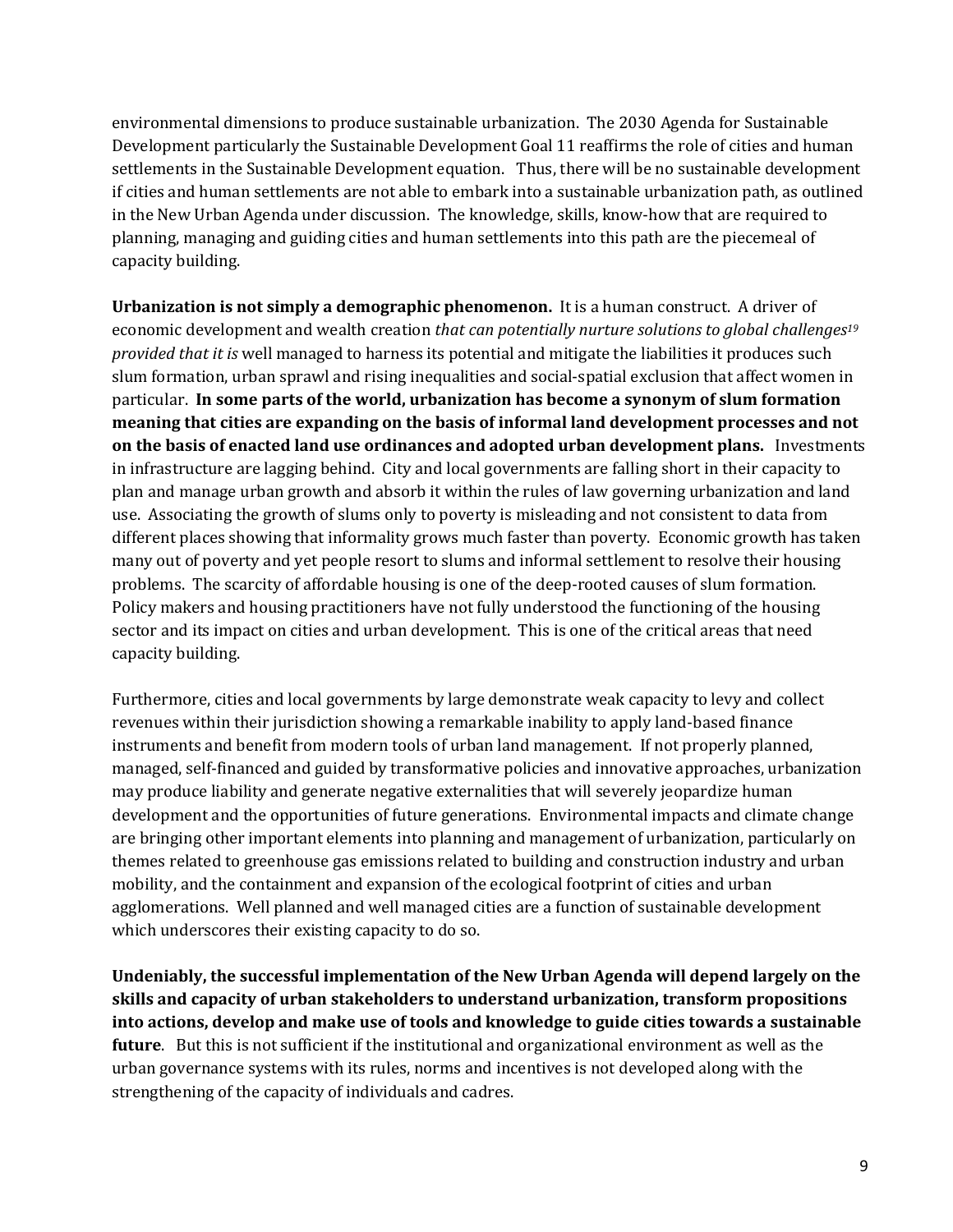environmental dimensions to produce sustainable urbanization. The 2030 Agenda for Sustainable Development particularly the Sustainable Development Goal 11 reaffirms the role of cities and human settlements in the Sustainable Development equation. Thus, there will be no sustainable development if cities and human settlements are not able to embark into a sustainable urbanization path, as outlined in the New Urban Agenda under discussion. The knowledge, skills, know-how that are required to planning, managing and guiding cities and human settlements into this path are the piecemeal of capacity building.

**Urbanization is not simply a demographic phenomenon.** It is a human construct. A driver of economic development and wealth creation *that can potentially nurture solutions to global challenges*[19] *provided that it is* well managed to harness its potential and mitigate the liabilities it produces such slum formation, urban sprawl and rising inequalities and social-spatial exclusion that affect women in particular. **In some parts of the world, urbanization has become a synonym of slum formation meaning that cities are expanding on the basis of informal land development processes and not on the basis of enacted land use ordinances and adopted urban development plans.** Investments in infrastructure are lagging behind. City and local governments are falling short in their capacity to plan and manage urban growth and absorb it within the rules of law governing urbanization and land use. Associating the growth of slums only to poverty is misleading and not consistent to data from different places showing that informality grows much faster than poverty. Economic growth has taken many out of poverty and yet people resort to slums and informal settlement to resolve their housing problems. The scarcity of affordable housing is one of the deep-rooted causes of slum formation. Policy makers and housing practitioners have not fully understood the functioning of the housing sector and its impact on cities and urban development. This is one of the critical areas that need capacity building.

Furthermore, cities and local governments by large demonstrate weak capacity to levy and collect revenues within their jurisdiction showing a remarkable inability to apply land-based finance instruments and benefit from modern tools of urban land management. If not properly planned, managed, self-financed and guided by transformative policies and innovative approaches, urbanization may produce liability and generate negative externalities that will severely jeopardize human development and the opportunities of future generations. Environmental impacts and climate change are bringing other important elements into planning and management of urbanization, particularly on themes related to greenhouse gas emissions related to building and construction industry and urban mobility, and the containment and expansion of the ecological footprint of cities and urban agglomerations. Well planned and well managed cities are a function of sustainable development which underscores their existing capacity to do so.

**Undeniably, the successful implementation of the New Urban Agenda will depend largely on the skills and capacity of urban stakeholders to understand urbanization, transform propositions into actions, develop and make use of tools and knowledge to guide cities towards a sustainable future**. But this is not sufficient if the institutional and organizational environment as well as the urban governance systems with its rules, norms and incentives is not developed along with the strengthening of the capacity of individuals and cadres.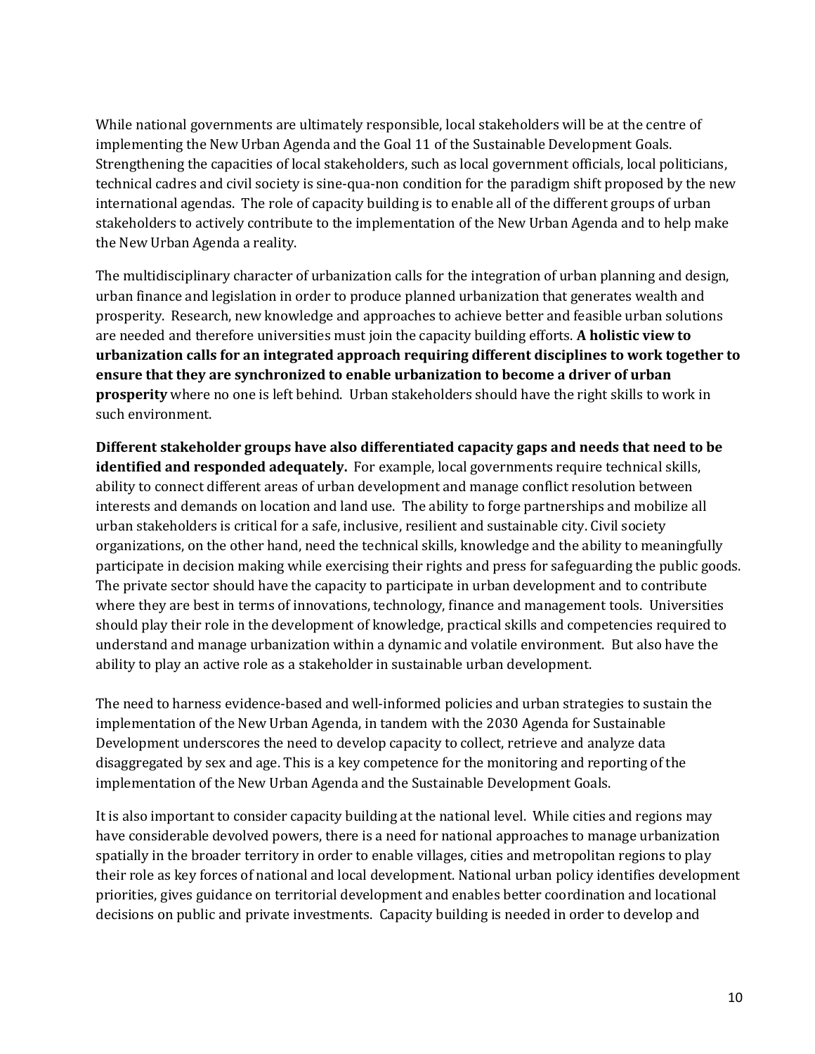While national governments are ultimately responsible, local stakeholders will be at the centre of implementing the New Urban Agenda and the Goal 11 of the Sustainable Development Goals. Strengthening the capacities of local stakeholders, such as local government officials, local politicians, technical cadres and civil society is sine-qua-non condition for the paradigm shift proposed by the new international agendas. The role of capacity building is to enable all of the different groups of urban stakeholders to actively contribute to the implementation of the New Urban Agenda and to help make the New Urban Agenda a reality.

The multidisciplinary character of urbanization calls for the integration of urban planning and design, urban finance and legislation in order to produce planned urbanization that generates wealth and prosperity. Research, new knowledge and approaches to achieve better and feasible urban solutions are needed and therefore universities must join the capacity building efforts. **A holistic view to urbanization calls for an integrated approach requiring different disciplines to work together to ensure that they are synchronized to enable urbanization to become a driver of urban prosperity** where no one is left behind. Urban stakeholders should have the right skills to work in such environment.

**Different stakeholder groups have also differentiated capacity gaps and needs that need to be identified and responded adequately.** For example, local governments require technical skills, ability to connect different areas of urban development and manage conflict resolution between interests and demands on location and land use. The ability to forge partnerships and mobilize all urban stakeholders is critical for a safe, inclusive, resilient and sustainable city. Civil society organizations, on the other hand, need the technical skills, knowledge and the ability to meaningfully participate in decision making while exercising their rights and press for safeguarding the public goods. The private sector should have the capacity to participate in urban development and to contribute where they are best in terms of innovations, technology, finance and management tools. Universities should play their role in the development of knowledge, practical skills and competencies required to understand and manage urbanization within a dynamic and volatile environment. But also have the ability to play an active role as a stakeholder in sustainable urban development.

The need to harness evidence-based and well-informed policies and urban strategies to sustain the implementation of the New Urban Agenda, in tandem with the 2030 Agenda for Sustainable Development underscores the need to develop capacity to collect, retrieve and analyze data disaggregated by sex and age. This is a key competence for the monitoring and reporting of the implementation of the New Urban Agenda and the Sustainable Development Goals.

It is also important to consider capacity building at the national level. While cities and regions may have considerable devolved powers, there is a need for national approaches to manage urbanization spatially in the broader territory in order to enable villages, cities and metropolitan regions to play their role as key forces of national and local development. National urban policy identifies development priorities, gives guidance on territorial development and enables better coordination and locational decisions on public and private investments. Capacity building is needed in order to develop and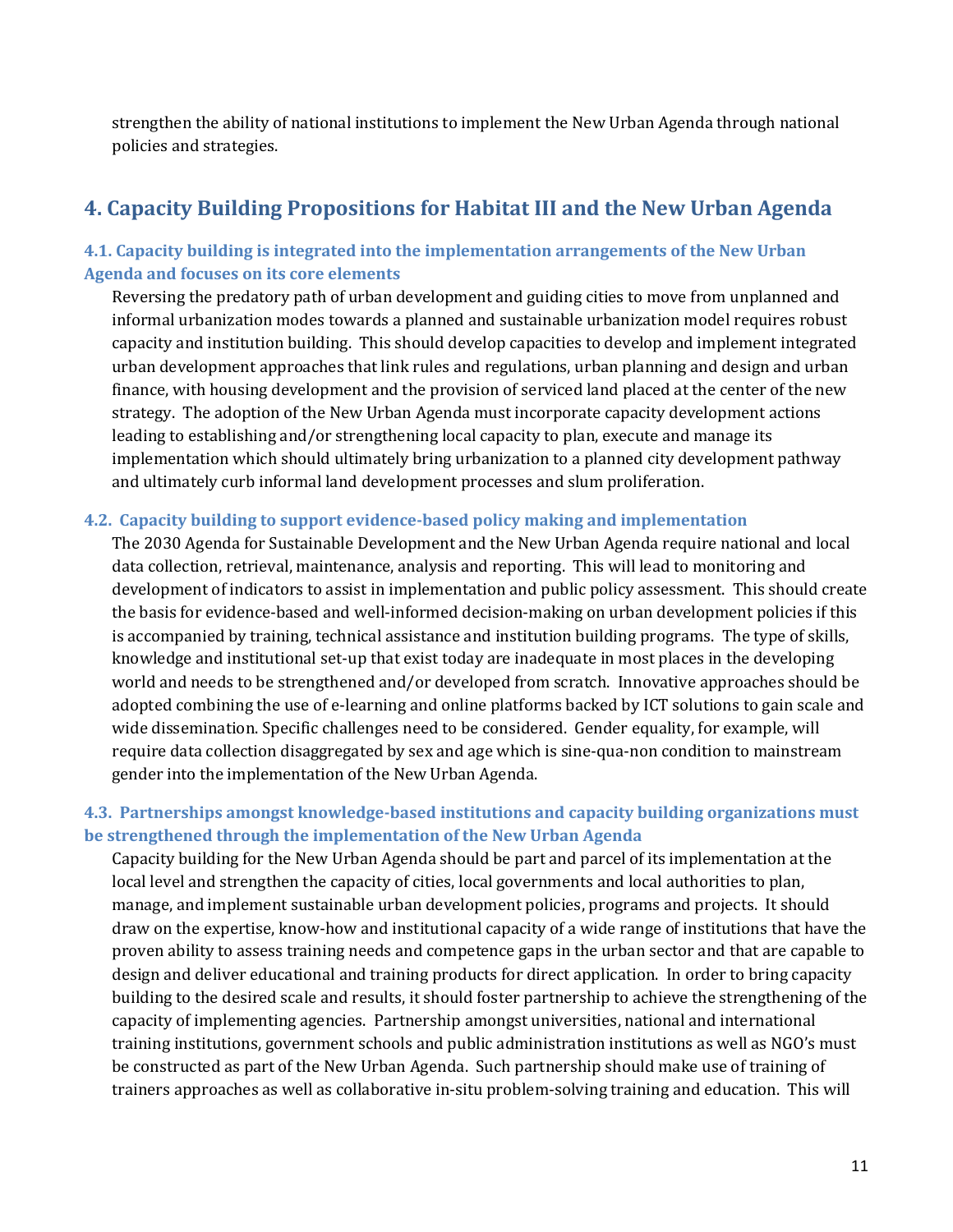strengthen the ability of national institutions to implement the New Urban Agenda through national policies and strategies.

## 4. Capacity Building Propositions for Habitat III and the New Urban Agenda

### 4.1. Capacity building is integrated into the implementation arrangements of the New Urban Agenda and focuses on its core elements

Reversing the predatory path of urban development and guiding cities to move from unplanned and informal urbanization modes towards a planned and sustainable urbanization model requires robust capacity and institution building. This should develop capacities to develop and implement integrated urban development approaches that link rules and regulations, urban planning and design and urban finance, with housing development and the provision of serviced land placed at the center of the new strategy. The adoption of the New Urban Agenda must incorporate capacity development actions leading to establishing and/or strengthening local capacity to plan, execute and manage its implementation which should ultimately bring urbanization to a planned city development pathway and ultimately curb informal land development processes and slum proliferation.

### 4.2. Capacity building to support evidence-based policy making and implementation

The 2030 Agenda for Sustainable Development and the New Urban Agenda require national and local data collection, retrieval, maintenance, analysis and reporting. This will lead to monitoring and development of indicators to assist in implementation and public policy assessment. This should create the basis for evidence-based and well-informed decision-making on urban development policies if this is accompanied by training, technical assistance and institution building programs. The type of skills, knowledge and institutional set-up that exist today are inadequate in most places in the developing world and needs to be strengthened and/or developed from scratch. Innovative approaches should be adopted combining the use of e-learning and online platforms backed by ICT solutions to gain scale and wide dissemination. Specific challenges need to be considered. Gender equality, for example, will require data collection disaggregated by sex and age which is sine-qua-non condition to mainstream gender into the implementation of the New Urban Agenda.

### 4.3. Partnerships amongst knowledge-based institutions and capacity building organizations must be strengthened through the implementation of the New Urban Agenda

Capacity building for the New Urban Agenda should be part and parcel of its implementation at the local level and strengthen the capacity of cities, local governments and local authorities to plan, manage, and implement sustainable urban development policies, programs and projects. It should draw on the expertise, know-how and institutional capacity of a wide range of institutions that have the proven ability to assess training needs and competence gaps in the urban sector and that are capable to design and deliver educational and training products for direct application. In order to bring capacity building to the desired scale and results, it should foster partnership to achieve the strengthening of the capacity of implementing agencies. Partnership amongst universities, national and international training institutions, government schools and public administration institutions as well as NGO's must be constructed as part of the New Urban Agenda. Such partnership should make use of training of trainers approaches as well as collaborative in-situ problem-solving training and education. This will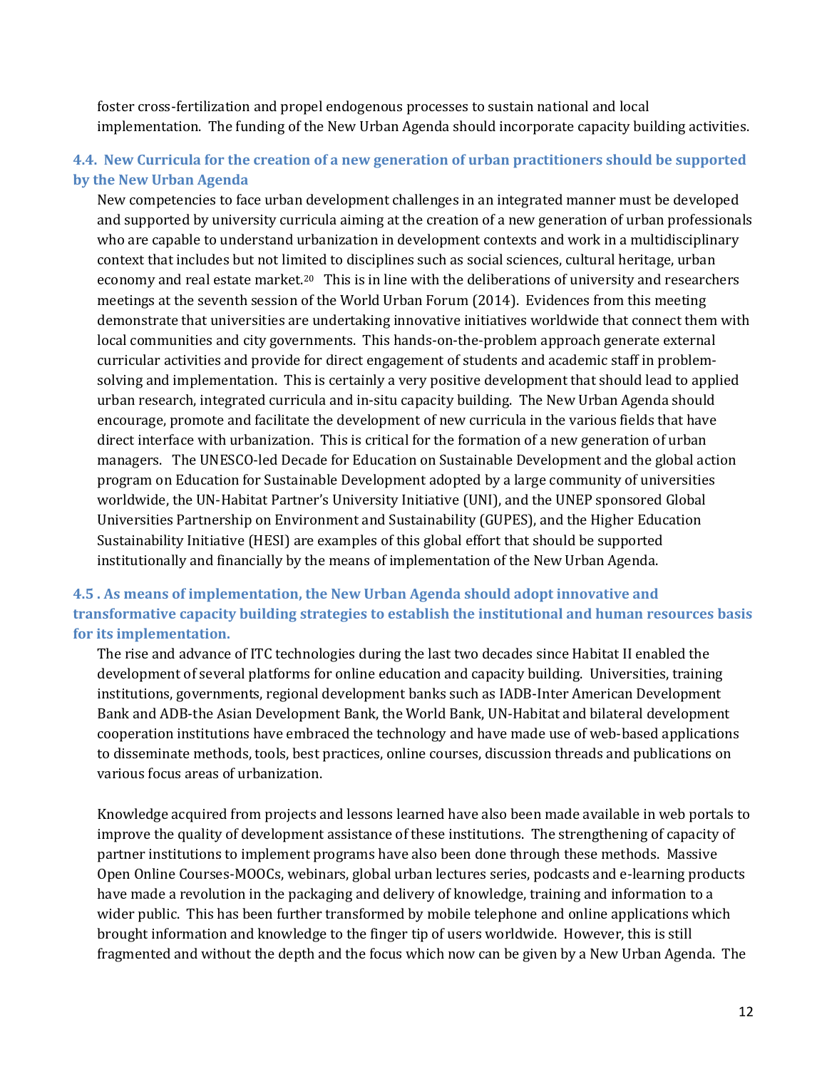foster cross-fertilization and propel endogenous processes to sustain national and local implementation. The funding of the New Urban Agenda should incorporate capacity building activities.

### 4.4. New Curricula for the creation of a new generation of urban practitioners should be supported by the New Urban Agenda

New competencies to face urban development challenges in an integrated manner must be developed and supported by university curricula aiming at the creation of a new generation of urban professionals who are capable to understand urbanization in development contexts and work in a multidisciplinary context that includes but not limited to disciplines such as social sciences, cultural heritage, urban economy and real estate market.[20] This is in line with the deliberations of university and researchers meetings at the seventh session of the World Urban Forum (2014). Evidences from this meeting demonstrate that universities are undertaking innovative initiatives worldwide that connect them with local communities and city governments. This hands-on-the-problem approach generate external curricular activities and provide for direct engagement of students and academic staff in problem-solving and implementation. This is certainly a very positive development that should lead to applied urban research, integrated curricula and in-situ capacity building. The New Urban Agenda should encourage, promote and facilitate the development of new curricula in the various fields that have direct interface with urbanization. This is critical for the formation of a new generation of urban managers. The UNESCO-led Decade for Education on Sustainable Development and the global action program on Education for Sustainable Development adopted by a large community of universities worldwide, the UN-Habitat Partner's University Initiative (UNI), and the UNEP sponsored Global Universities Partnership on Environment and Sustainability (GUPES), and the Higher Education Sustainability Initiative (HESI) are examples of this global effort that should be supported institutionally and financially by the means of implementation of the New Urban Agenda.

### 4.5 . As means of implementation, the New Urban Agenda should adopt innovative and transformative capacity building strategies to establish the institutional and human resources basis for its implementation.

The rise and advance of ITC technologies during the last two decades since Habitat II enabled the development of several platforms for online education and capacity building. Universities, training institutions, governments, regional development banks such as IADB-Inter American Development Bank and ADB-the Asian Development Bank, the World Bank, UN-Habitat and bilateral development cooperation institutions have embraced the technology and have made use of web-based applications to disseminate methods, tools, best practices, online courses, discussion threads and publications on various focus areas of urbanization.

Knowledge acquired from projects and lessons learned have also been made available in web portals to improve the quality of development assistance of these institutions. The strengthening of capacity of partner institutions to implement programs have also been done through these methods. Massive Open Online Courses-MOOCs, webinars, global urban lectures series, podcasts and e-learning products have made a revolution in the packaging and delivery of knowledge, training and information to a wider public. This has been further transformed by mobile telephone and online applications which brought information and knowledge to the finger tip of users worldwide. However, this is still fragmented and without the depth and the focus which now can be given by a New Urban Agenda. The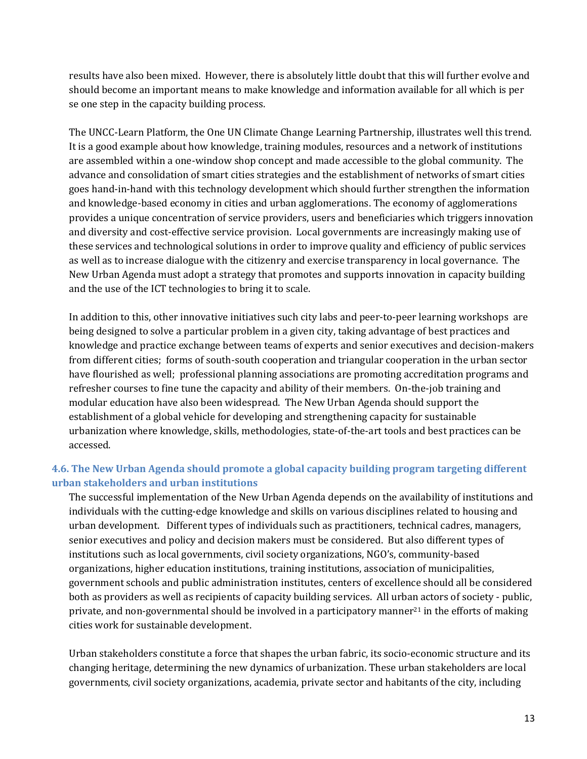results have also been mixed. However, there is absolutely little doubt that this will further evolve and should become an important means to make knowledge and information available for all which is per se one step in the capacity building process.

The UNCC-Learn Platform, the One UN Climate Change Learning Partnership, illustrates well this trend. It is a good example about how knowledge, training modules, resources and a network of institutions are assembled within a one-window shop concept and made accessible to the global community. The advance and consolidation of smart cities strategies and the establishment of networks of smart cities goes hand-in-hand with this technology development which should further strengthen the information and knowledge-based economy in cities and urban agglomerations. The economy of agglomerations provides a unique concentration of service providers, users and beneficiaries which triggers innovation and diversity and cost-effective service provision. Local governments are increasingly making use of these services and technological solutions in order to improve quality and efficiency of public services as well as to increase dialogue with the citizenry and exercise transparency in local governance. The New Urban Agenda must adopt a strategy that promotes and supports innovation in capacity building and the use of the ICT technologies to bring it to scale.

In addition to this, other innovative initiatives such city labs and peer-to-peer learning workshops are being designed to solve a particular problem in a given city, taking advantage of best practices and knowledge and practice exchange between teams of experts and senior executives and decision-makers from different cities; forms of south-south cooperation and triangular cooperation in the urban sector have flourished as well; professional planning associations are promoting accreditation programs and refresher courses to fine tune the capacity and ability of their members. On-the-job training and modular education have also been widespread. The New Urban Agenda should support the establishment of a global vehicle for developing and strengthening capacity for sustainable urbanization where knowledge, skills, methodologies, state-of-the-art tools and best practices can be accessed.

### 4.6. The New Urban Agenda should promote a global capacity building program targeting different urban stakeholders and urban institutions

The successful implementation of the New Urban Agenda depends on the availability of institutions and individuals with the cutting-edge knowledge and skills on various disciplines related to housing and urban development. Different types of individuals such as practitioners, technical cadres, managers, senior executives and policy and decision makers must be considered. But also different types of institutions such as local governments, civil society organizations, NGO's, community-based organizations, higher education institutions, training institutions, association of municipalities, government schools and public administration institutes, centers of excellence should all be considered both as providers as well as recipients of capacity building services. All urban actors of society - public, private, and non-governmental should be involved in a participatory manner[21] in the efforts of making cities work for sustainable development.

Urban stakeholders constitute a force that shapes the urban fabric, its socio-economic structure and its changing heritage, determining the new dynamics of urbanization. These urban stakeholders are local governments, civil society organizations, academia, private sector and habitants of the city, including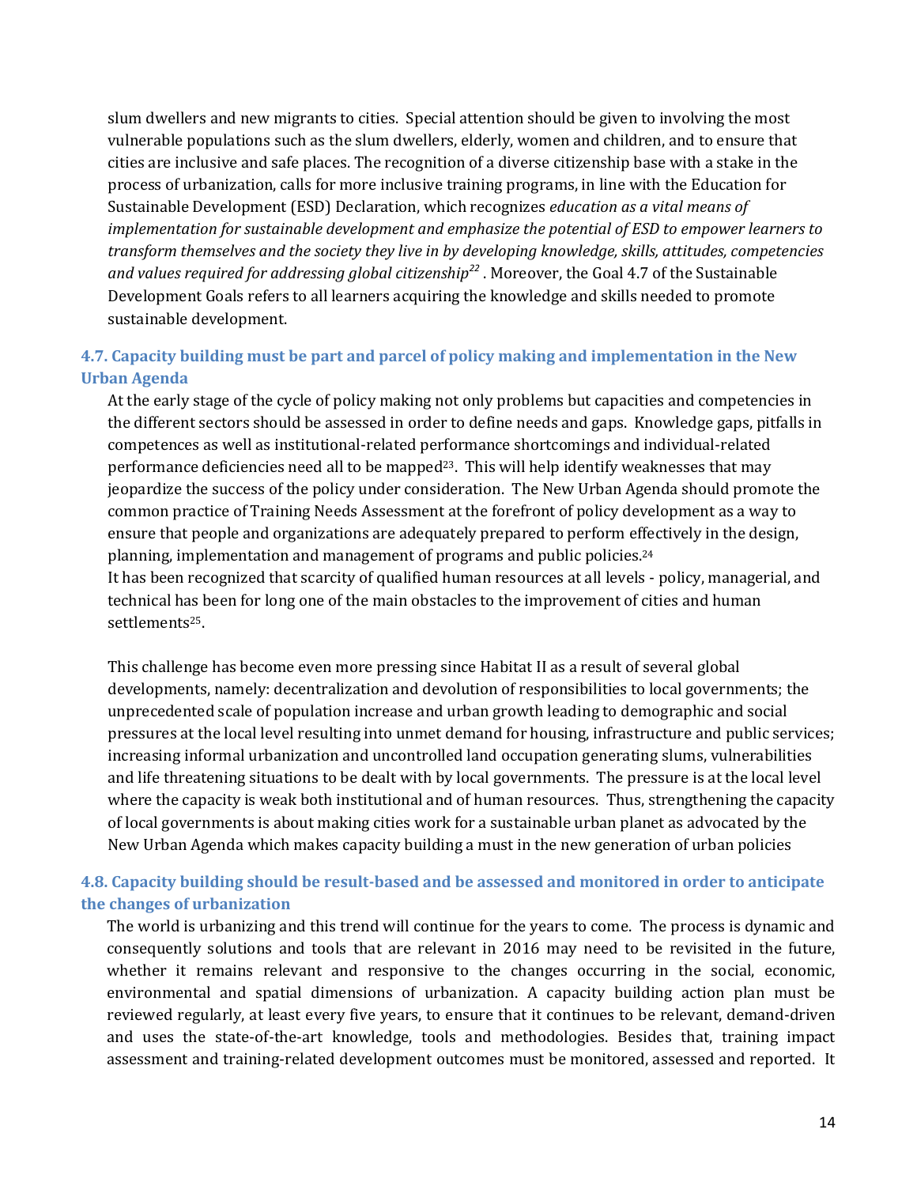slum dwellers and new migrants to cities. Special attention should be given to involving the most vulnerable populations such as the slum dwellers, elderly, women and children, and to ensure that cities are inclusive and safe places. The recognition of a diverse citizenship base with a stake in the process of urbanization, calls for more inclusive training programs, in line with the Education for Sustainable Development (ESD) Declaration, which recognizes *education as a vital means of implementation for sustainable development and emphasize the potential of ESD to empower learners to transform themselves and the society they live in by developing knowledge, skills, attitudes, competencies and values required for addressing global citizenship*[22] . Moreover, the Goal 4.7 of the Sustainable Development Goals refers to all learners acquiring the knowledge and skills needed to promote sustainable development.

### 4.7. Capacity building must be part and parcel of policy making and implementation in the New Urban Agenda

At the early stage of the cycle of policy making not only problems but capacities and competencies in the different sectors should be assessed in order to define needs and gaps. Knowledge gaps, pitfalls in competences as well as institutional-related performance shortcomings and individual-related performance deficiencies need all to be mapped[23]. This will help identify weaknesses that may jeopardize the success of the policy under consideration. The New Urban Agenda should promote the common practice of Training Needs Assessment at the forefront of policy development as a way to ensure that people and organizations are adequately prepared to perform effectively in the design, planning, implementation and management of programs and public policies.[24]
It has been recognized that scarcity of qualified human resources at all levels - policy, managerial, and technical has been for long one of the main obstacles to the improvement of cities and human settlements[25].

This challenge has become even more pressing since Habitat II as a result of several global developments, namely: decentralization and devolution of responsibilities to local governments; the unprecedented scale of population increase and urban growth leading to demographic and social pressures at the local level resulting into unmet demand for housing, infrastructure and public services; increasing informal urbanization and uncontrolled land occupation generating slums, vulnerabilities and life threatening situations to be dealt with by local governments. The pressure is at the local level where the capacity is weak both institutional and of human resources. Thus, strengthening the capacity of local governments is about making cities work for a sustainable urban planet as advocated by the New Urban Agenda which makes capacity building a must in the new generation of urban policies

### 4.8. Capacity building should be result-based and be assessed and monitored in order to anticipate the changes of urbanization

The world is urbanizing and this trend will continue for the years to come. The process is dynamic and consequently solutions and tools that are relevant in 2016 may need to be revisited in the future, whether it remains relevant and responsive to the changes occurring in the social, economic, environmental and spatial dimensions of urbanization. A capacity building action plan must be reviewed regularly, at least every five years, to ensure that it continues to be relevant, demand-driven and uses the state-of-the-art knowledge, tools and methodologies. Besides that, training impact assessment and training-related development outcomes must be monitored, assessed and reported. It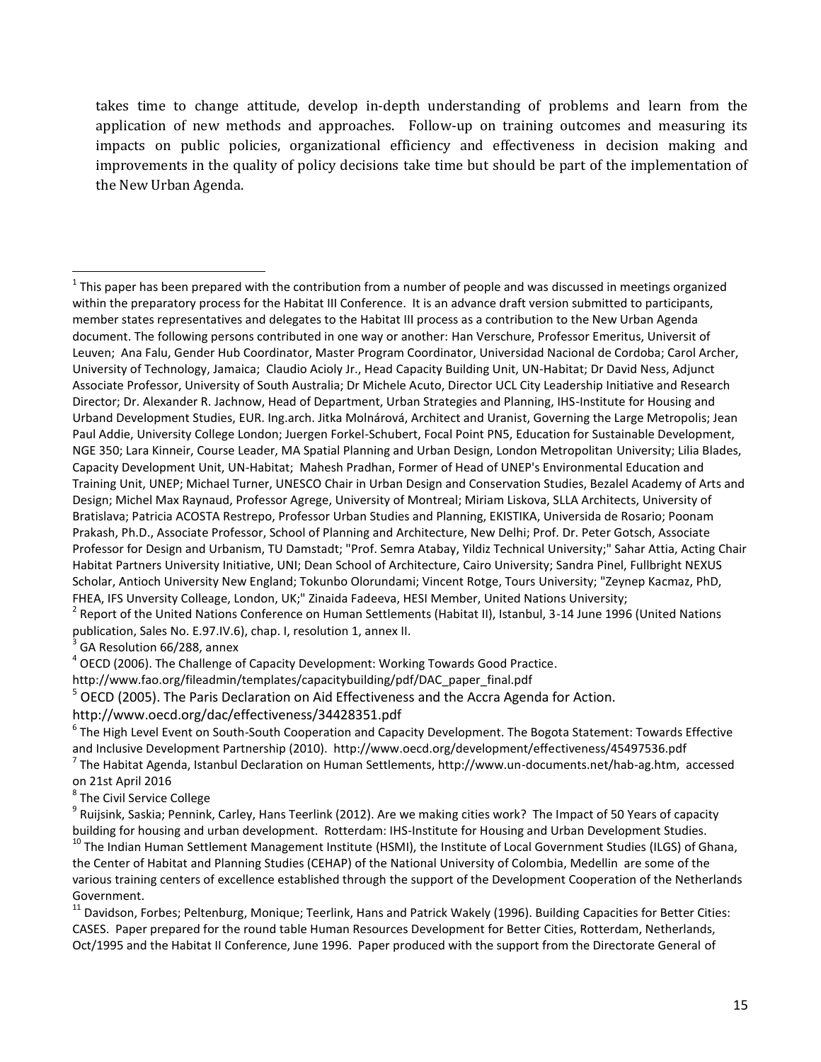takes time to change attitude, develop in-depth understanding of problems and learn from the application of new methods and approaches. Follow-up on training outcomes and measuring its impacts on public policies, organizational efficiency and effectiveness in decision making and improvements in the quality of policy decisions take time but should be part of the implementation of the New Urban Agenda.

---

[1] This paper has been prepared with the contribution from a number of people and was discussed in meetings organized within the preparatory process for the Habitat III Conference. It is an advance draft version submitted to participants, member states representatives and delegates to the Habitat III process as a contribution to the New Urban Agenda document. The following persons contributed in one way or another: Han Verschure, Professor Emeritus, Universit of Leuven; Ana Falu, Gender Hub Coordinator, Master Program Coordinator, Universidad Nacional de Cordoba; Carol Archer, University of Technology, Jamaica; Claudio Acioly Jr., Head Capacity Building Unit, UN-Habitat; Dr David Ness, Adjunct Associate Professor, University of South Australia; Dr Michele Acuto, Director UCL City Leadership Initiative and Research Director; Dr. Alexander R. Jachnow, Head of Department, Urban Strategies and Planning, IHS-Institute for Housing and Urband Development Studies, EUR. Ing.arch. Jitka Molnárová, Architect and Uranist, Governing the Large Metropolis; Jean Paul Addie, University College London; Juergen Forkel-Schubert, Focal Point PN5, Education for Sustainable Development, NGE 350; Lara Kinneir, Course Leader, MA Spatial Planning and Urban Design, London Metropolitan University; Lilia Blades, Capacity Development Unit, UN-Habitat; Mahesh Pradhan, Former of Head of UNEP's Environmental Education and Training Unit, UNEP; Michael Turner, UNESCO Chair in Urban Design and Conservation Studies, Bezalel Academy of Arts and Design; Michel Max Raynaud, Professor Agrege, University of Montreal; Miriam Liskova, SLLA Architects, University of Bratislava; Patricia ACOSTA Restrepo, Professor Urban Studies and Planning, EKISTIKA, Universida de Rosario; Poonam Prakash, Ph.D., Associate Professor, School of Planning and Architecture, New Delhi; Prof. Dr. Peter Gotsch, Associate Professor for Design and Urbanism, TU Damstadt; "Prof. Semra Atabay, Yildiz Technical University;" Sahar Attia, Acting Chair Habitat Partners University Initiative, UNI; Dean School of Architecture, Cairo University; Sandra Pinel, Fullbright NEXUS Scholar, Antioch University New England; Tokunbo Olorundami; Vincent Rotge, Tours University; "Zeynep Kacmaz, PhD, FHEA, IFS Unversity Colleage, London, UK;" Zinaida Fadeeva, HESI Member, United Nations University;

[2] Report of the United Nations Conference on Human Settlements (Habitat II), Istanbul, 3-14 June 1996 (United Nations publication, Sales No. E.97.IV.6), chap. I, resolution 1, annex II.

[3] GA Resolution 66/288, annex

[4] OECD (2006). The Challenge of Capacity Development: Working Towards Good Practice. http://www.fao.org/fileadmin/templates/capacitybuilding/pdf/DAC_paper_final.pdf

[5] OECD (2005). The Paris Declaration on Aid Effectiveness and the Accra Agenda for Action. http://www.oecd.org/dac/effectiveness/34428351.pdf

[6] The High Level Event on South-South Cooperation and Capacity Development. The Bogota Statement: Towards Effective and Inclusive Development Partnership (2010). http://www.oecd.org/development/effectiveness/45497536.pdf

[7] The Habitat Agenda, Istanbul Declaration on Human Settlements, http://www.un-documents.net/hab-ag.htm, accessed on 21st April 2016

[8] The Civil Service College

[9] Ruijsink, Saskia; Pennink, Carley, Hans Teerlink (2012). Are we making cities work? The Impact of 50 Years of capacity building for housing and urban development. Rotterdam: IHS-Institute for Housing and Urban Development Studies.

[10] The Indian Human Settlement Management Institute (HSMI), the Institute of Local Government Studies (ILGS) of Ghana, the Center of Habitat and Planning Studies (CEHAP) of the National University of Colombia, Medellin are some of the various training centers of excellence established through the support of the Development Cooperation of the Netherlands Government.

[11] Davidson, Forbes; Peltenburg, Monique; Teerlink, Hans and Patrick Wakely (1996). Building Capacities for Better Cities: CASES. Paper prepared for the round table Human Resources Development for Better Cities, Rotterdam, Netherlands, Oct/1995 and the Habitat II Conference, June 1996. Paper produced with the support from the Directorate General of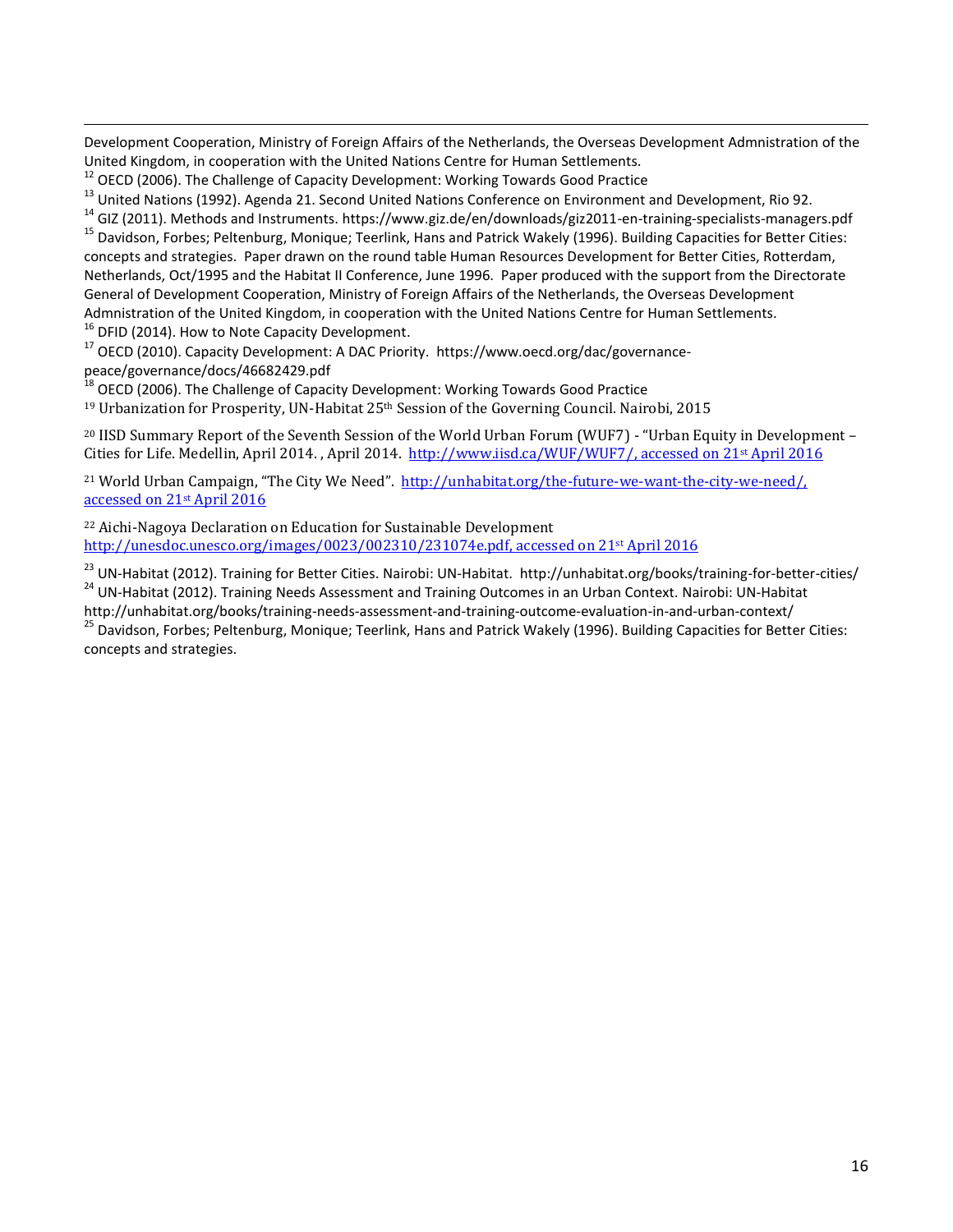Development Cooperation, Ministry of Foreign Affairs of the Netherlands, the Overseas Development Admnistration of the United Kingdom, in cooperation with the United Nations Centre for Human Settlements.

[12] OECD (2006). The Challenge of Capacity Development: Working Towards Good Practice

[13] United Nations (1992). Agenda 21. Second United Nations Conference on Environment and Development, Rio 92.

[14] GIZ (2011). Methods and Instruments. https://www.giz.de/en/downloads/giz2011-en-training-specialists-managers.pdf

[15] Davidson, Forbes; Peltenburg, Monique; Teerlink, Hans and Patrick Wakely (1996). Building Capacities for Better Cities: concepts and strategies. Paper drawn on the round table Human Resources Development for Better Cities, Rotterdam, Netherlands, Oct/1995 and the Habitat II Conference, June 1996. Paper produced with the support from the Directorate General of Development Cooperation, Ministry of Foreign Affairs of the Netherlands, the Overseas Development Admnistration of the United Kingdom, in cooperation with the United Nations Centre for Human Settlements.

[16] DFID (2014). How to Note Capacity Development.

[17] OECD (2010). Capacity Development: A DAC Priority. https://www.oecd.org/dac/governance-peace/governance/docs/46682429.pdf

[18] OECD (2006). The Challenge of Capacity Development: Working Towards Good Practice

[19] Urbanization for Prosperity, UN-Habitat 25th Session of the Governing Council. Nairobi, 2015

[20] IISD Summary Report of the Seventh Session of the World Urban Forum (WUF7) - "Urban Equity in Development – Cities for Life. Medellin, April 2014. , April 2014. http://www.iisd.ca/WUF/WUF7/, accessed on 21st April 2016

[21] World Urban Campaign, "The City We Need". http://unhabitat.org/the-future-we-want-the-city-we-need/, accessed on 21st April 2016

[22] Aichi-Nagoya Declaration on Education for Sustainable Development http://unesdoc.unesco.org/images/0023/002310/231074e.pdf, accessed on 21st April 2016

[23] UN-Habitat (2012). Training for Better Cities. Nairobi: UN-Habitat. http://unhabitat.org/books/training-for-better-cities/

[24] UN-Habitat (2012). Training Needs Assessment and Training Outcomes in an Urban Context. Nairobi: UN-Habitat http://unhabitat.org/books/training-needs-assessment-and-training-outcome-evaluation-in-and-urban-context/

[25] Davidson, Forbes; Peltenburg, Monique; Teerlink, Hans and Patrick Wakely (1996). Building Capacities for Better Cities: concepts and strategies.